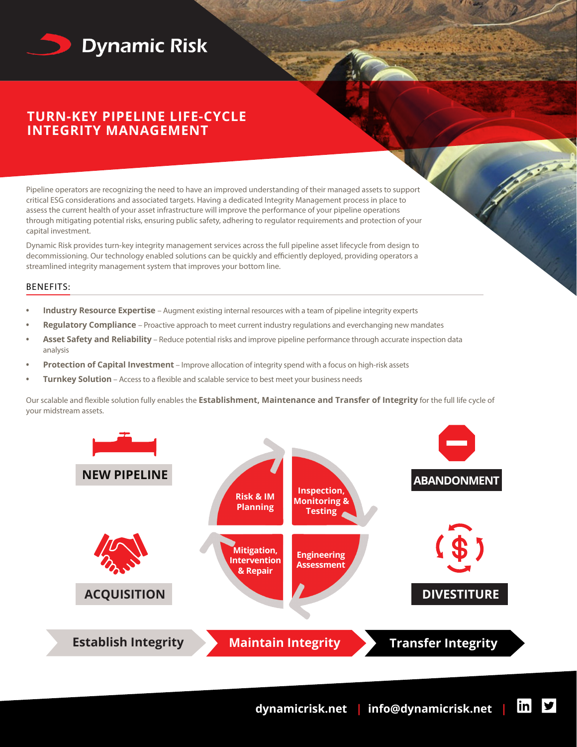# Dynamic Risk

## TURN-KEY PIPELINE LIFE-CYCLE INTEGRITY MANAGEMENT

Pipeline operators are recognizing the need to have an improved understanding of their managed assets to support critical ESG considerations and associated targets. Having a dedicated Integrity Management process in place to assess the current health of your asset infrastructure will improve the performance of your pipeline operations through mitigating potential risks, ensuring public safety, adhering to regulator requirements and protection of your capital investment.

Dynamic Risk provides turn-key integrity management services across the full pipeline asset lifecycle from design to decommissioning. Our technology enabled solutions can be quickly and efficiently deployed, providing operators a streamlined integrity management system that improves your bottom line.

### BENEFITS:

- **Industry Resource Expertise** – Augment existing internal resources with a team of pipeline integrity experts
- **Regulatory Compliance** – Proactive approach to meet current industry regulations and everchanging new mandates
- **Asset Safety and Reliability** – Reduce potential risks and improve pipeline performance through accurate inspection data analysis
- **Protection of Capital Investment** – Improve allocation of integrity spend with a focus on high-risk assets
- **Turnkey Solution** – Access to a flexible and scalable service to best meet your business needs

Our scalable and flexible solution fully enables the **Establishment, Maintenance and Transfer of Integrity** for the full life cycle of your midstream assets.

**NEW PIPELINE**

**ACQUISITION**

Risk & IM Planning

Inspection, Monitoring & Testing

Engineering Assessment

Mitigation, Intervention & Repair

**ABANDONMENT**

**DIVESTITURE**

**Establish Integrity** → **Maintain Integrity** → **Transfer Integrity**

dynamicrisk.net | info@dynamicrisk.net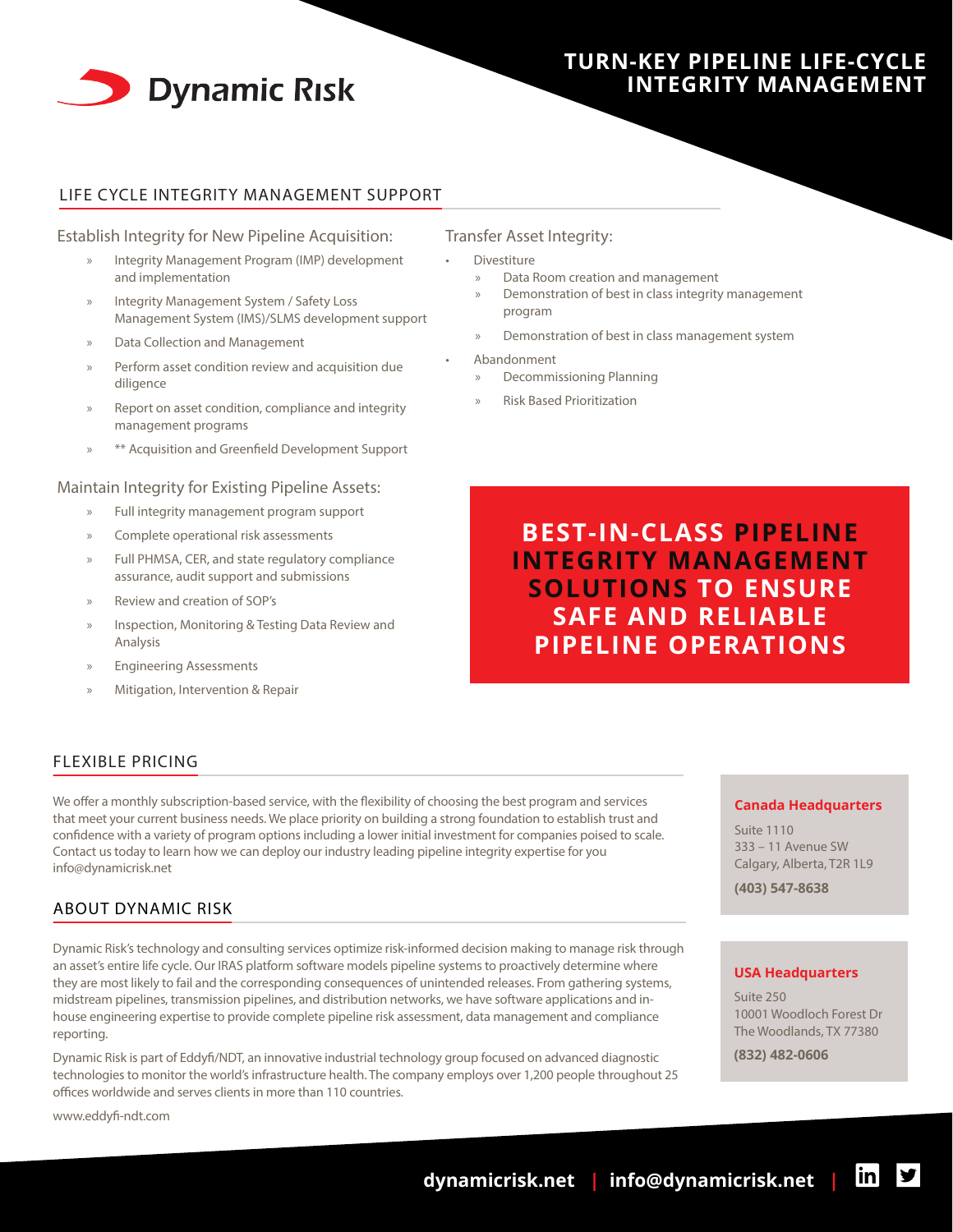Dynamic Risk

# TURN-KEY PIPELINE LIFE-CYCLE INTEGRITY MANAGEMENT

## LIFE CYCLE INTEGRITY MANAGEMENT SUPPORT

### Establish Integrity for New Pipeline Acquisition:

- Integrity Management Program (IMP) development and implementation
- Integrity Management System / Safety Loss Management System (IMS)/SLMS development support
- Data Collection and Management
- Perform asset condition review and acquisition due diligence
- Report on asset condition, compliance and integrity management programs
- ** Acquisition and Greenfield Development Support

### Maintain Integrity for Existing Pipeline Assets:

- Full integrity management program support
- Complete operational risk assessments
- Full PHMSA, CER, and state regulatory compliance assurance, audit support and submissions
- Review and creation of SOP's
- Inspection, Monitoring & Testing Data Review and Analysis
- Engineering Assessments
- Mitigation, Intervention & Repair

### Transfer Asset Integrity:

- Divestiture
  - Data Room creation and management
  - Demonstration of best in class integrity management program
  - Demonstration of best in class management system
- Abandonment
  - Decommissioning Planning
  - Risk Based Prioritization

**BEST-IN-CLASS PIPELINE INTEGRITY MANAGEMENT SOLUTIONS TO ENSURE SAFE AND RELIABLE PIPELINE OPERATIONS**

## FLEXIBLE PRICING

We offer a monthly subscription-based service, with the flexibility of choosing the best program and services that meet your current business needs. We place priority on building a strong foundation to establish trust and confidence with a variety of program options including a lower initial investment for companies poised to scale. Contact us today to learn how we can deploy our industry leading pipeline integrity expertise for you info@dynamicrisk.net

## ABOUT DYNAMIC RISK

Dynamic Risk's technology and consulting services optimize risk-informed decision making to manage risk through an asset's entire life cycle. Our IRAS platform software models pipeline systems to proactively determine where they are most likely to fail and the corresponding consequences of unintended releases. From gathering systems, midstream pipelines, transmission pipelines, and distribution networks, we have software applications and in-house engineering expertise to provide complete pipeline risk assessment, data management and compliance reporting.

Dynamic Risk is part of Eddyfi/NDT, an innovative industrial technology group focused on advanced diagnostic technologies to monitor the world's infrastructure health. The company employs over 1,200 people throughout 25 offices worldwide and serves clients in more than 110 countries.

www.eddyfi-ndt.com

**Canada Headquarters**

Suite 1110
333 – 11 Avenue SW
Calgary, Alberta, T2R 1L9

**(403) 547-8638**

**USA Headquarters**

Suite 250
10001 Woodloch Forest Dr
The Woodlands, TX 77380

**(832) 482-0606**

**dynamicrisk.net | info@dynamicrisk.net**